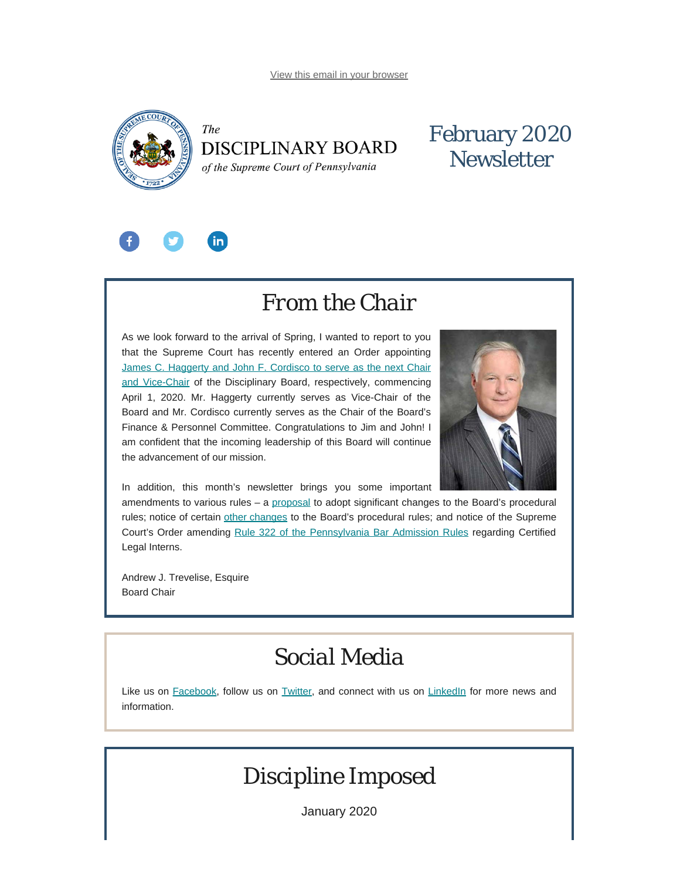View this email in your browser

*The*
DISCIPLINARY BOARD
*of the Supreme Court of Pennsylvania*

# February 2020 Newsletter

## From the Chair

As we look forward to the arrival of Spring, I wanted to report to you that the Supreme Court has recently entered an Order appointing James C. Haggerty and John F. Cordisco to serve as the next Chair and Vice-Chair of the Disciplinary Board, respectively, commencing April 1, 2020. Mr. Haggerty currently serves as Vice-Chair of the Board and Mr. Cordisco currently serves as the Chair of the Board's Finance & Personnel Committee. Congratulations to Jim and John! I am confident that the incoming leadership of this Board will continue the advancement of our mission.

In addition, this month's newsletter brings you some important amendments to various rules – a proposal to adopt significant changes to the Board's procedural rules; notice of certain other changes to the Board's procedural rules; and notice of the Supreme Court's Order amending Rule 322 of the Pennsylvania Bar Admission Rules regarding Certified Legal Interns.

Andrew J. Trevelise, Esquire
Board Chair

## Social Media

Like us on Facebook, follow us on Twitter, and connect with us on LinkedIn for more news and information.

## Discipline Imposed

January 2020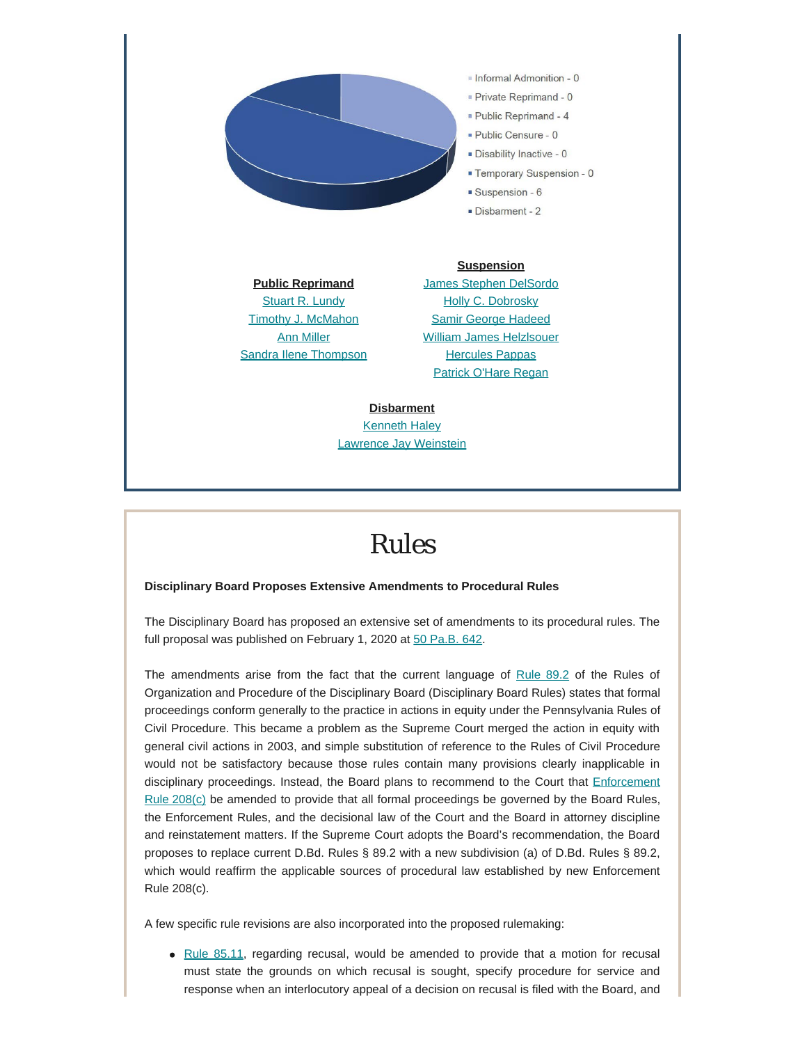- Informal Admonition - 0
- Private Reprimand - 0
- Public Reprimand - 4
- Public Censure - 0
- Disability Inactive - 0
- Temporary Suspension - 0
- Suspension - 6
- Disbarment - 2

**Public Reprimand**

Stuart R. Lundy
Timothy J. McMahon
Ann Miller
Sandra Ilene Thompson

**Suspension**

James Stephen DelSordo
Holly C. Dobrosky
Samir George Hadeed
William James Helzlsouer
Hercules Pappas
Patrick O'Hare Regan

**Disbarment**

Kenneth Haley
Lawrence Jay Weinstein

# Rules

**Disciplinary Board Proposes Extensive Amendments to Procedural Rules**

The Disciplinary Board has proposed an extensive set of amendments to its procedural rules. The full proposal was published on February 1, 2020 at 50 Pa.B. 642.

The amendments arise from the fact that the current language of Rule 89.2 of the Rules of Organization and Procedure of the Disciplinary Board (Disciplinary Board Rules) states that formal proceedings conform generally to the practice in actions in equity under the Pennsylvania Rules of Civil Procedure. This became a problem as the Supreme Court merged the action in equity with general civil actions in 2003, and simple substitution of reference to the Rules of Civil Procedure would not be satisfactory because those rules contain many provisions clearly inapplicable in disciplinary proceedings. Instead, the Board plans to recommend to the Court that Enforcement Rule 208(c) be amended to provide that all formal proceedings be governed by the Board Rules, the Enforcement Rules, and the decisional law of the Court and the Board in attorney discipline and reinstatement matters. If the Supreme Court adopts the Board's recommendation, the Board proposes to replace current D.Bd. Rules § 89.2 with a new subdivision (a) of D.Bd. Rules § 89.2, which would reaffirm the applicable sources of procedural law established by new Enforcement Rule 208(c).

A few specific rule revisions are also incorporated into the proposed rulemaking:

- Rule 85.11, regarding recusal, would be amended to provide that a motion for recusal must state the grounds on which recusal is sought, specify procedure for service and response when an interlocutory appeal of a decision on recusal is filed with the Board, and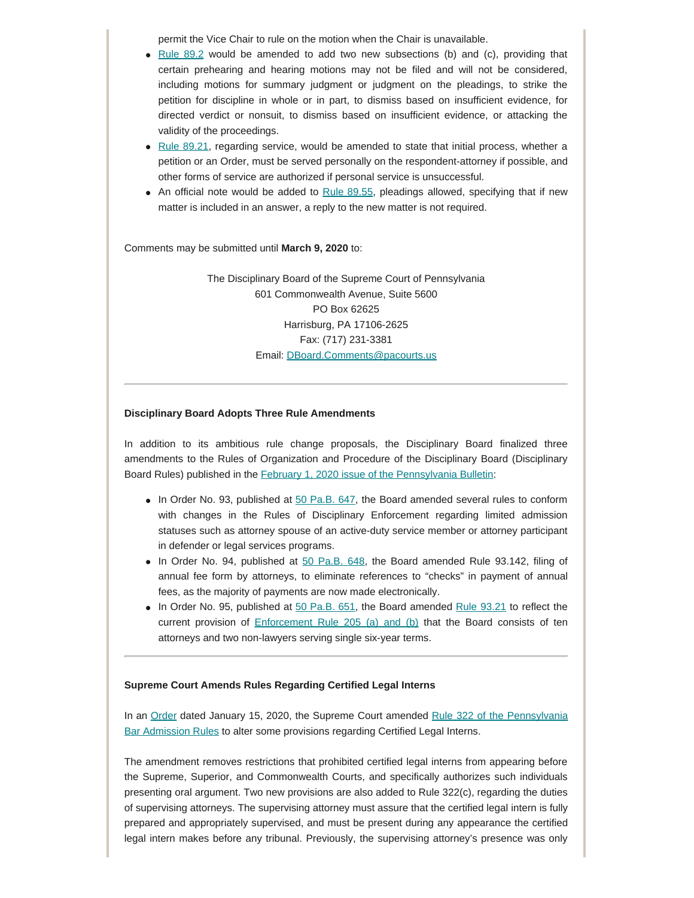permit the Vice Chair to rule on the motion when the Chair is unavailable.

- [Rule 89.2](#) would be amended to add two new subsections (b) and (c), providing that certain prehearing and hearing motions may not be filed and will not be considered, including motions for summary judgment or judgment on the pleadings, to strike the petition for discipline in whole or in part, to dismiss based on insufficient evidence, for directed verdict or nonsuit, to dismiss based on insufficient evidence, or attacking the validity of the proceedings.
- [Rule 89.21](#), regarding service, would be amended to state that initial process, whether a petition or an Order, must be served personally on the respondent-attorney if possible, and other forms of service are authorized if personal service is unsuccessful.
- An official note would be added to [Rule 89.55](#), pleadings allowed, specifying that if new matter is included in an answer, a reply to the new matter is not required.

Comments may be submitted until **March 9, 2020** to:

The Disciplinary Board of the Supreme Court of Pennsylvania
601 Commonwealth Avenue, Suite 5600
PO Box 62625
Harrisburg, PA 17106-2625
Fax: (717) 231-3381
Email: [DBoard.Comments@pacourts.us](mailto:DBoard.Comments@pacourts.us)

---

**Disciplinary Board Adopts Three Rule Amendments**

In addition to its ambitious rule change proposals, the Disciplinary Board finalized three amendments to the Rules of Organization and Procedure of the Disciplinary Board (Disciplinary Board Rules) published in the [February 1, 2020 issue of the Pennsylvania Bulletin](#):

- In Order No. 93, published at [50 Pa.B. 647](#), the Board amended several rules to conform with changes in the Rules of Disciplinary Enforcement regarding limited admission statuses such as attorney spouse of an active-duty service member or attorney participant in defender or legal services programs.
- In Order No. 94, published at [50 Pa.B. 648](#), the Board amended Rule 93.142, filing of annual fee form by attorneys, to eliminate references to "checks" in payment of annual fees, as the majority of payments are now made electronically.
- In Order No. 95, published at [50 Pa.B. 651](#), the Board amended [Rule 93.21](#) to reflect the current provision of [Enforcement Rule 205 (a) and (b)](#) that the Board consists of ten attorneys and two non-lawyers serving single six-year terms.

---

**Supreme Court Amends Rules Regarding Certified Legal Interns**

In an [Order](#) dated January 15, 2020, the Supreme Court amended [Rule 322 of the Pennsylvania Bar Admission Rules](#) to alter some provisions regarding Certified Legal Interns.

The amendment removes restrictions that prohibited certified legal interns from appearing before the Supreme, Superior, and Commonwealth Courts, and specifically authorizes such individuals presenting oral argument. Two new provisions are also added to Rule 322(c), regarding the duties of supervising attorneys. The supervising attorney must assure that the certified legal intern is fully prepared and appropriately supervised, and must be present during any appearance the certified legal intern makes before any tribunal. Previously, the supervising attorney's presence was only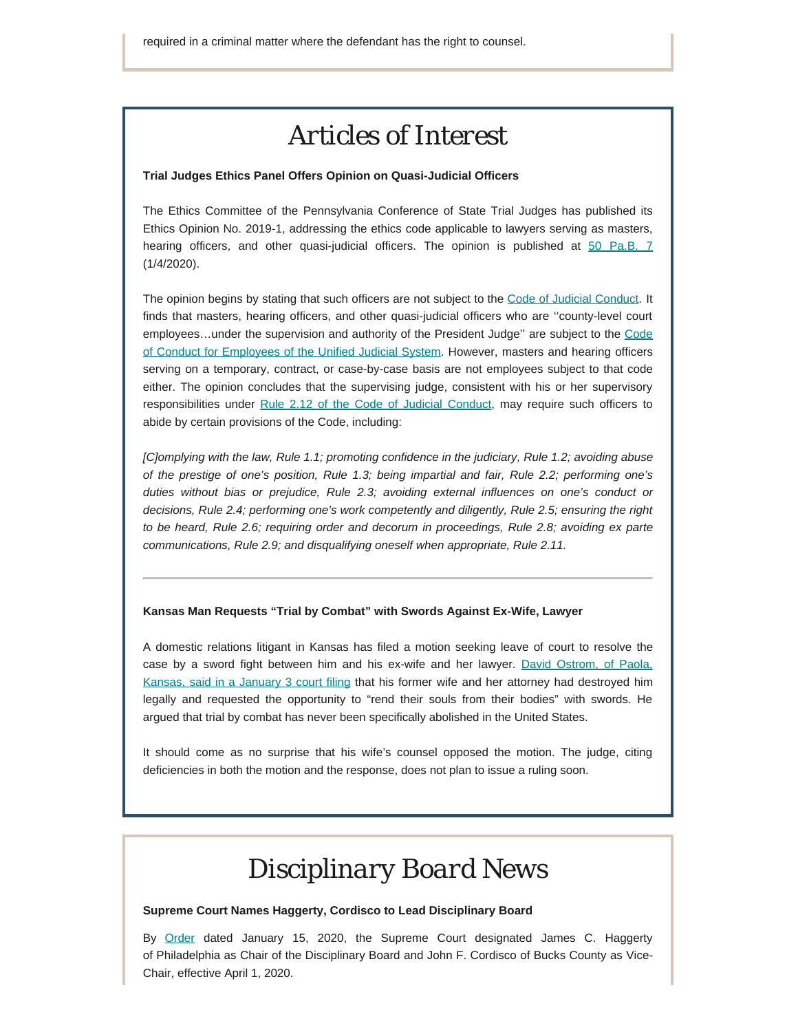required in a criminal matter where the defendant has the right to counsel.

# Articles of Interest

**Trial Judges Ethics Panel Offers Opinion on Quasi-Judicial Officers**

The Ethics Committee of the Pennsylvania Conference of State Trial Judges has published its Ethics Opinion No. 2019-1, addressing the ethics code applicable to lawyers serving as masters, hearing officers, and other quasi-judicial officers. The opinion is published at 50 Pa.B. 7 (1/4/2020).

The opinion begins by stating that such officers are not subject to the Code of Judicial Conduct. It finds that masters, hearing officers, and other quasi-judicial officers who are ''county-level court employees…under the supervision and authority of the President Judge'' are subject to the Code of Conduct for Employees of the Unified Judicial System. However, masters and hearing officers serving on a temporary, contract, or case-by-case basis are not employees subject to that code either. The opinion concludes that the supervising judge, consistent with his or her supervisory responsibilities under Rule 2.12 of the Code of Judicial Conduct, may require such officers to abide by certain provisions of the Code, including:

*[C]omplying with the law, Rule 1.1; promoting confidence in the judiciary, Rule 1.2; avoiding abuse of the prestige of one's position, Rule 1.3; being impartial and fair, Rule 2.2; performing one's duties without bias or prejudice, Rule 2.3; avoiding external influences on one's conduct or decisions, Rule 2.4; performing one's work competently and diligently, Rule 2.5; ensuring the right to be heard, Rule 2.6; requiring order and decorum in proceedings, Rule 2.8; avoiding ex parte communications, Rule 2.9; and disqualifying oneself when appropriate, Rule 2.11.*

---

**Kansas Man Requests "Trial by Combat" with Swords Against Ex-Wife, Lawyer**

A domestic relations litigant in Kansas has filed a motion seeking leave of court to resolve the case by a sword fight between him and his ex-wife and her lawyer. David Ostrom, of Paola, Kansas, said in a January 3 court filing that his former wife and her attorney had destroyed him legally and requested the opportunity to "rend their souls from their bodies" with swords. He argued that trial by combat has never been specifically abolished in the United States.

It should come as no surprise that his wife's counsel opposed the motion. The judge, citing deficiencies in both the motion and the response, does not plan to issue a ruling soon.

# Disciplinary Board News

**Supreme Court Names Haggerty, Cordisco to Lead Disciplinary Board**

By Order dated January 15, 2020, the Supreme Court designated James C. Haggerty of Philadelphia as Chair of the Disciplinary Board and John F. Cordisco of Bucks County as Vice-Chair, effective April 1, 2020.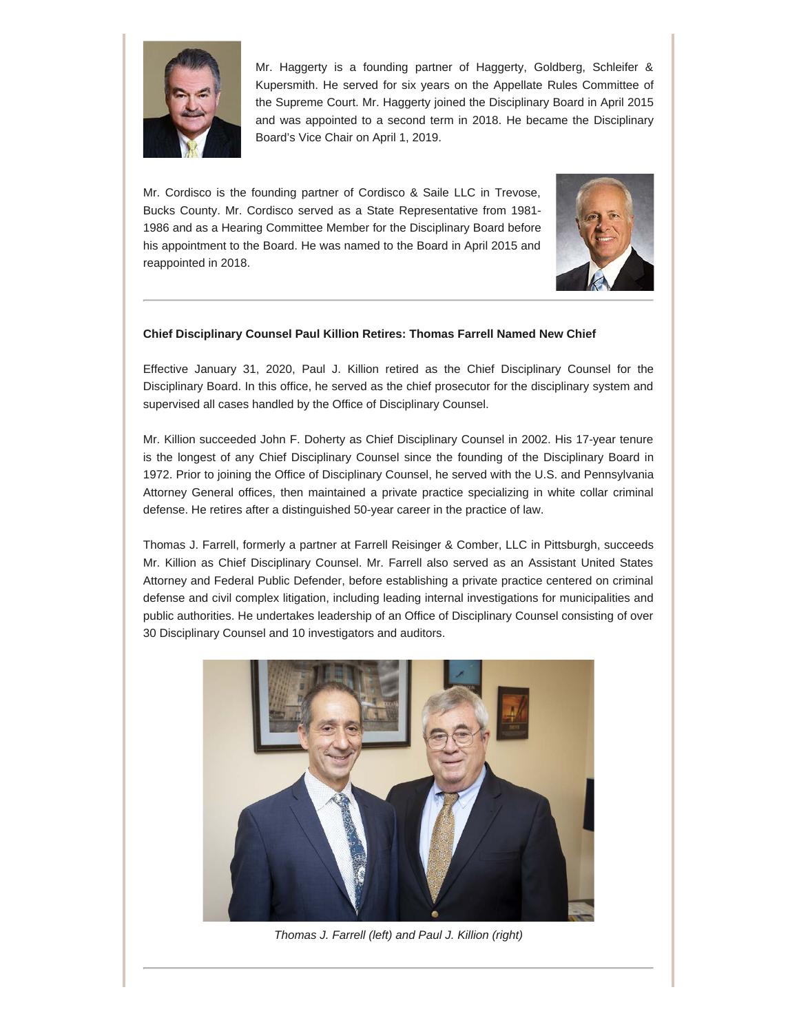Mr. Haggerty is a founding partner of Haggerty, Goldberg, Schleifer & Kupersmith. He served for six years on the Appellate Rules Committee of the Supreme Court. Mr. Haggerty joined the Disciplinary Board in April 2015 and was appointed to a second term in 2018. He became the Disciplinary Board's Vice Chair on April 1, 2019.

Mr. Cordisco is the founding partner of Cordisco & Saile LLC in Trevose, Bucks County. Mr. Cordisco served as a State Representative from 1981-1986 and as a Hearing Committee Member for the Disciplinary Board before his appointment to the Board. He was named to the Board in April 2015 and reappointed in 2018.

---

**Chief Disciplinary Counsel Paul Killion Retires: Thomas Farrell Named New Chief**

Effective January 31, 2020, Paul J. Killion retired as the Chief Disciplinary Counsel for the Disciplinary Board. In this office, he served as the chief prosecutor for the disciplinary system and supervised all cases handled by the Office of Disciplinary Counsel.

Mr. Killion succeeded John F. Doherty as Chief Disciplinary Counsel in 2002. His 17-year tenure is the longest of any Chief Disciplinary Counsel since the founding of the Disciplinary Board in 1972. Prior to joining the Office of Disciplinary Counsel, he served with the U.S. and Pennsylvania Attorney General offices, then maintained a private practice specializing in white collar criminal defense. He retires after a distinguished 50-year career in the practice of law.

Thomas J. Farrell, formerly a partner at Farrell Reisinger & Comber, LLC in Pittsburgh, succeeds Mr. Killion as Chief Disciplinary Counsel. Mr. Farrell also served as an Assistant United States Attorney and Federal Public Defender, before establishing a private practice centered on criminal defense and civil complex litigation, including leading internal investigations for municipalities and public authorities. He undertakes leadership of an Office of Disciplinary Counsel consisting of over 30 Disciplinary Counsel and 10 investigators and auditors.

*Thomas J. Farrell (left) and Paul J. Killion (right)*

---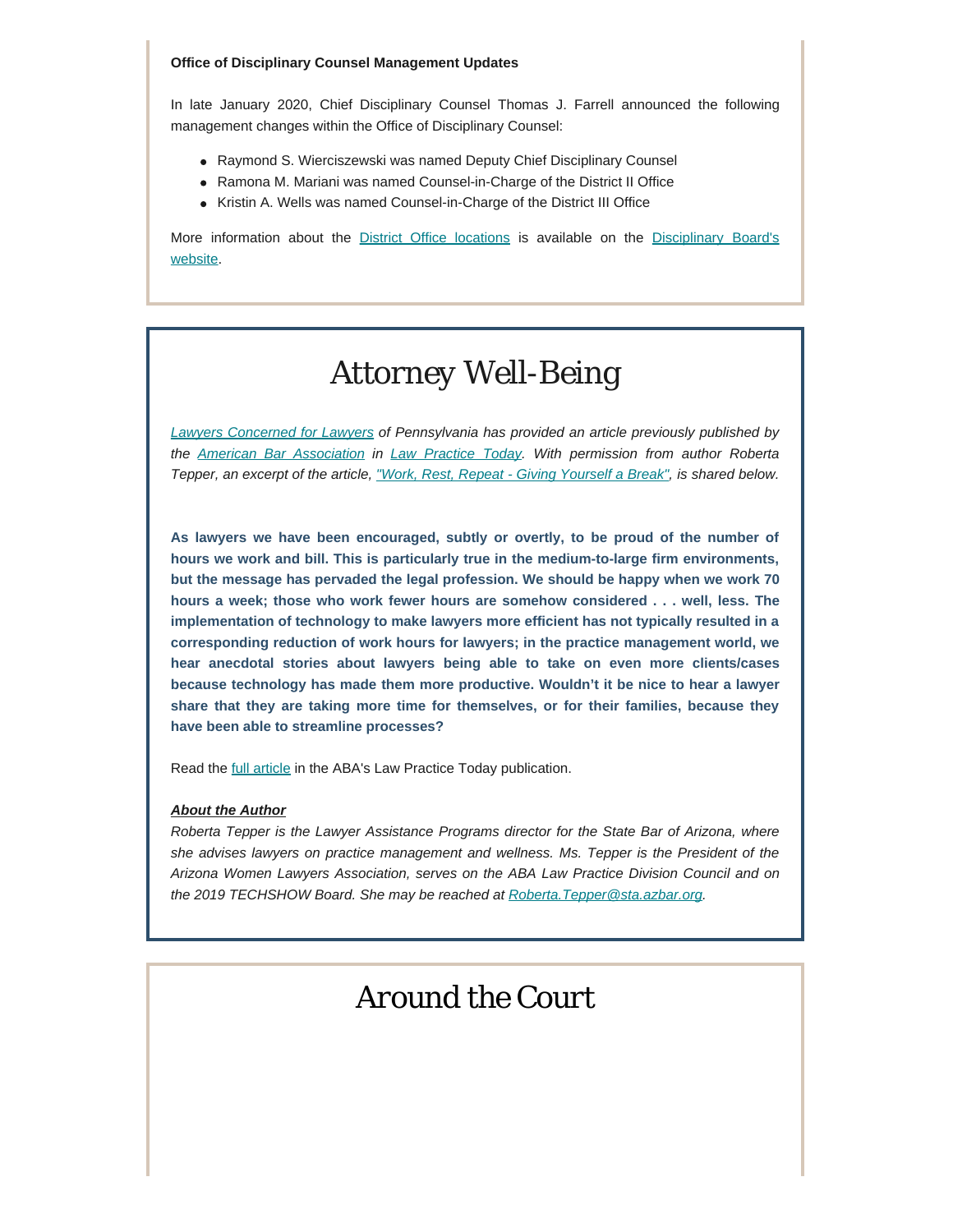**Office of Disciplinary Counsel Management Updates**

In late January 2020, Chief Disciplinary Counsel Thomas J. Farrell announced the following management changes within the Office of Disciplinary Counsel:

- Raymond S. Wierciszewski was named Deputy Chief Disciplinary Counsel
- Ramona M. Mariani was named Counsel-in-Charge of the District II Office
- Kristin A. Wells was named Counsel-in-Charge of the District III Office

More information about the District Office locations is available on the Disciplinary Board's website.

# Attorney Well-Being

*Lawyers Concerned for Lawyers of Pennsylvania has provided an article previously published by the American Bar Association in Law Practice Today. With permission from author Roberta Tepper, an excerpt of the article, "Work, Rest, Repeat - Giving Yourself a Break", is shared below.*

**As lawyers we have been encouraged, subtly or overtly, to be proud of the number of hours we work and bill. This is particularly true in the medium-to-large firm environments, but the message has pervaded the legal profession. We should be happy when we work 70 hours a week; those who work fewer hours are somehow considered . . . well, less. The implementation of technology to make lawyers more efficient has not typically resulted in a corresponding reduction of work hours for lawyers; in the practice management world, we hear anecdotal stories about lawyers being able to take on even more clients/cases because technology has made them more productive. Wouldn't it be nice to hear a lawyer share that they are taking more time for themselves, or for their families, because they have been able to streamline processes?**

Read the full article in the ABA's Law Practice Today publication.

***About the Author***
*Roberta Tepper is the Lawyer Assistance Programs director for the State Bar of Arizona, where she advises lawyers on practice management and wellness. Ms. Tepper is the President of the Arizona Women Lawyers Association, serves on the ABA Law Practice Division Council and on the 2019 TECHSHOW Board. She may be reached at Roberta.Tepper@sta.azbar.org.*

# Around the Court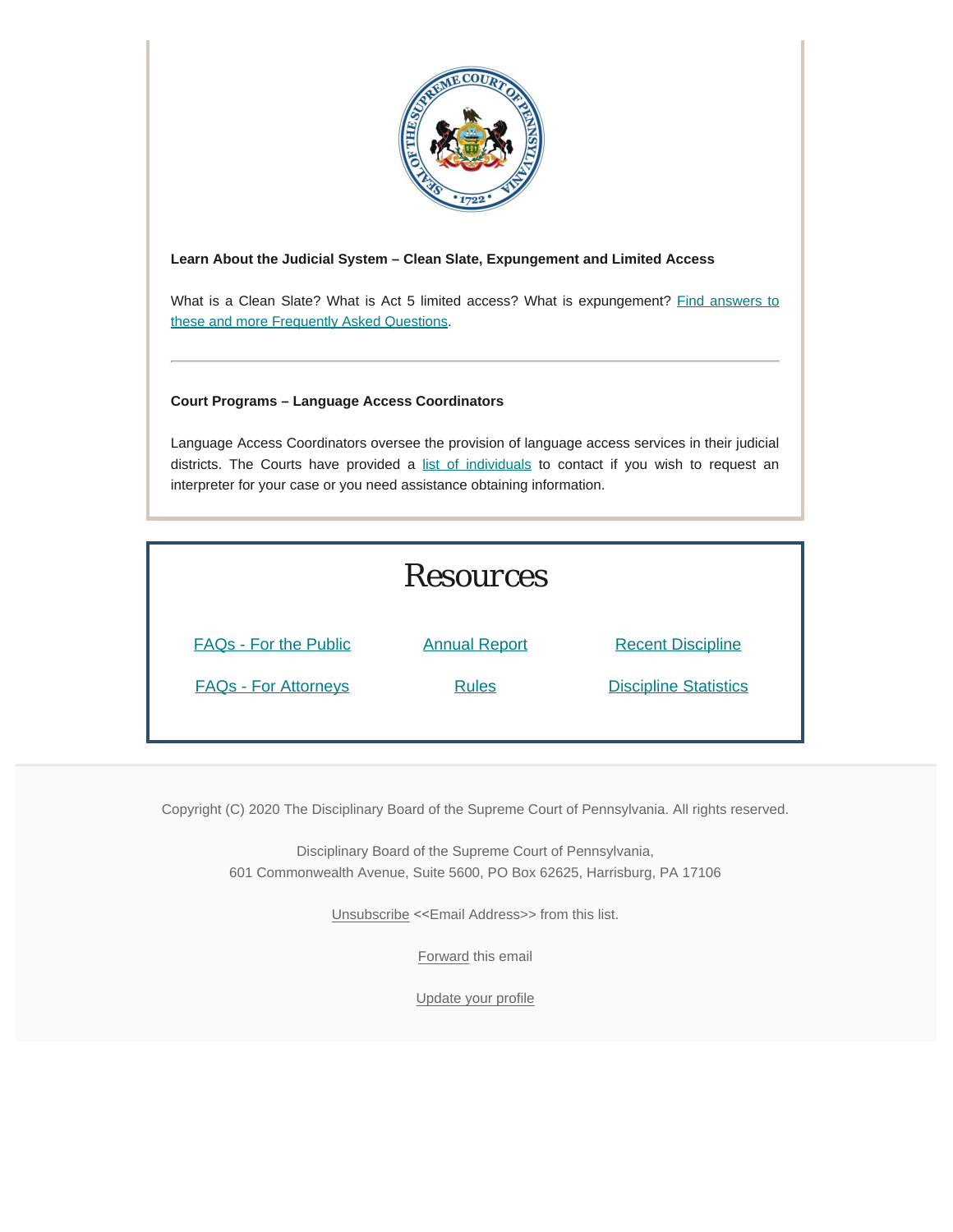**Learn About the Judicial System – Clean Slate, Expungement and Limited Access**

What is a Clean Slate? What is Act 5 limited access? What is expungement? Find answers to these and more Frequently Asked Questions.

---

**Court Programs – Language Access Coordinators**

Language Access Coordinators oversee the provision of language access services in their judicial districts. The Courts have provided a list of individuals to contact if you wish to request an interpreter for your case or you need assistance obtaining information.

# Resources

| | | |
|---|---|---|
| FAQs - For the Public | Annual Report | Recent Discipline |
| FAQs - For Attorneys | Rules | Discipline Statistics |

Copyright (C) 2020 The Disciplinary Board of the Supreme Court of Pennsylvania. All rights reserved.

Disciplinary Board of the Supreme Court of Pennsylvania,
601 Commonwealth Avenue, Suite 5600, PO Box 62625, Harrisburg, PA 17106

Unsubscribe <<Email Address>> from this list.

Forward this email

Update your profile